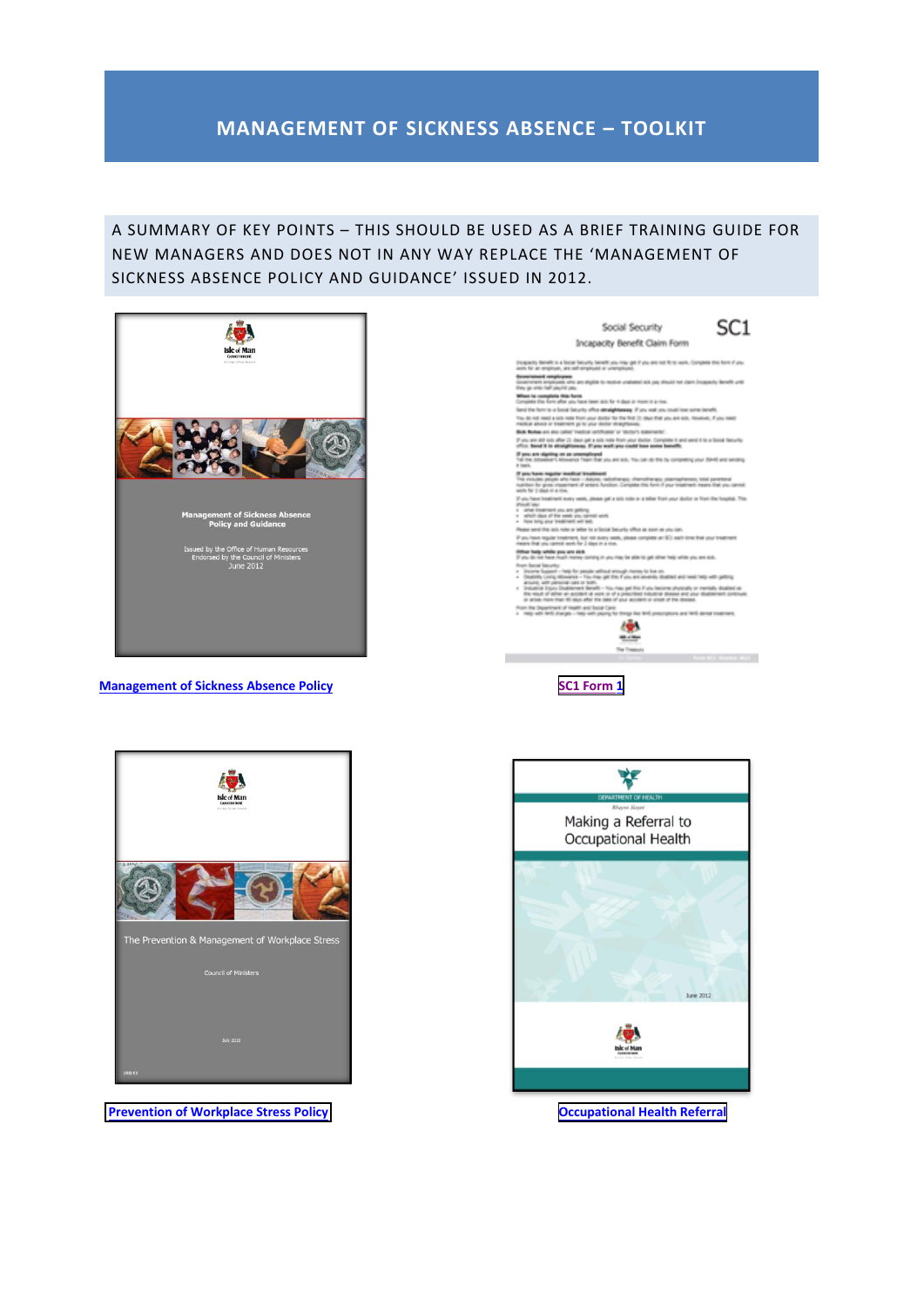# MANAGEMENT OF SICKNESS ABSENCE – TOOLKIT

A SUMMARY OF KEY POINTS – THIS SHOULD BE USED AS A BRIEF TRAINING GUIDE FOR NEW MANAGERS AND DOES NOT IN ANY WAY REPLACE THE 'MANAGEMENT OF SICKNESS ABSENCE POLICY AND GUIDANCE' ISSUED IN 2012.

Management of Sickness Absence Policy

SC1 Form 1

Prevention of Workplace Stress Policy

Occupational Health Referral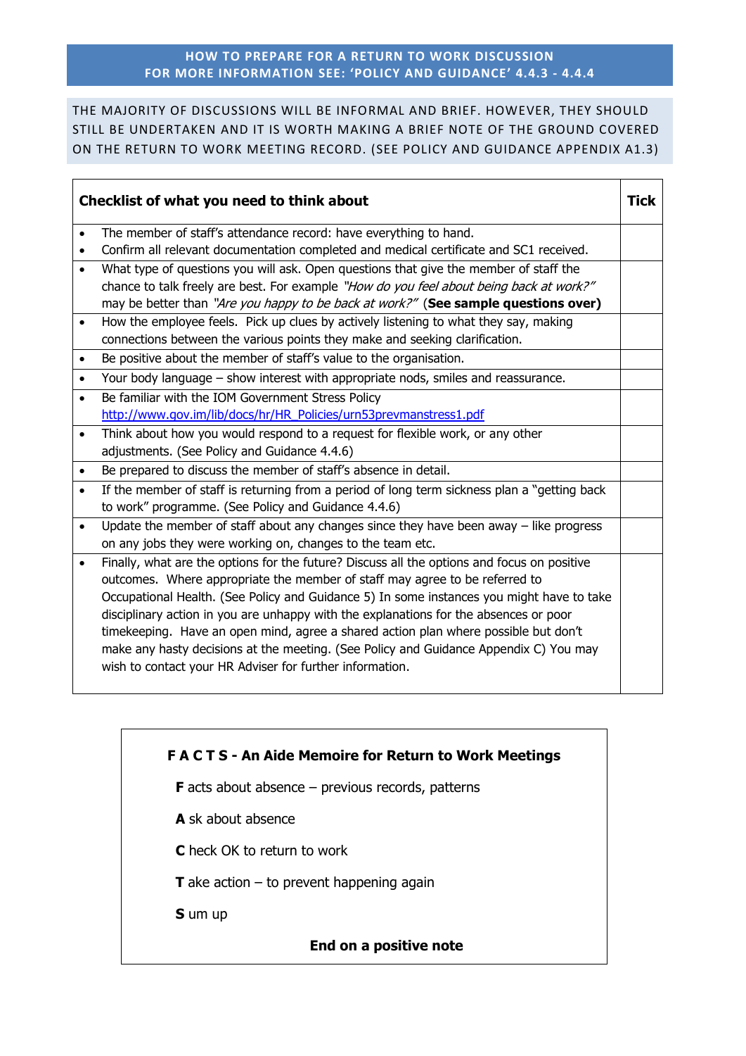## HOW TO PREPARE FOR A RETURN TO WORK DISCUSSION
## FOR MORE INFORMATION SEE: 'POLICY AND GUIDANCE' 4.4.3 - 4.4.4

THE MAJORITY OF DISCUSSIONS WILL BE INFORMAL AND BRIEF. HOWEVER, THEY SHOULD STILL BE UNDERTAKEN AND IT IS WORTH MAKING A BRIEF NOTE OF THE GROUND COVERED ON THE RETURN TO WORK MEETING RECORD. (SEE POLICY AND GUIDANCE APPENDIX A1.3)

| **Checklist of what you need to think about** | **Tick** |
|---|---|
| • The member of staff's attendance record: have everything to hand.<br>• Confirm all relevant documentation completed and medical certificate and SC1 received. | |
| • What type of questions you will ask. Open questions that give the member of staff the chance to talk freely are best. For example *"How do you feel about being back at work?"* may be better than *"Are you happy to be back at work?"* (**See sample questions over)** | |
| • How the employee feels. Pick up clues by actively listening to what they say, making connections between the various points they make and seeking clarification. | |
| • Be positive about the member of staff's value to the organisation. | |
| • Your body language – show interest with appropriate nods, smiles and reassurance. | |
| • Be familiar with the IOM Government Stress Policy http://www.gov.im/lib/docs/hr/HR_Policies/urn53prevmanstress1.pdf | |
| • Think about how you would respond to a request for flexible work, or any other adjustments. (See Policy and Guidance 4.4.6) | |
| • Be prepared to discuss the member of staff's absence in detail. | |
| • If the member of staff is returning from a period of long term sickness plan a "getting back to work" programme. (See Policy and Guidance 4.4.6) | |
| • Update the member of staff about any changes since they have been away – like progress on any jobs they were working on, changes to the team etc. | |
| • Finally, what are the options for the future? Discuss all the options and focus on positive outcomes. Where appropriate the member of staff may agree to be referred to Occupational Health. (See Policy and Guidance 5) In some instances you might have to take disciplinary action in you are unhappy with the explanations for the absences or poor timekeeping. Have an open mind, agree a shared action plan where possible but don't make any hasty decisions at the meeting. (See Policy and Guidance Appendix C) You may wish to contact your HR Adviser for further information. | |

### F A C T S - An Aide Memoire for Return to Work Meetings

**F** acts about absence – previous records, patterns

**A** sk about absence

**C** heck OK to return to work

**T** ake action – to prevent happening again

**S** um up

**End on a positive note**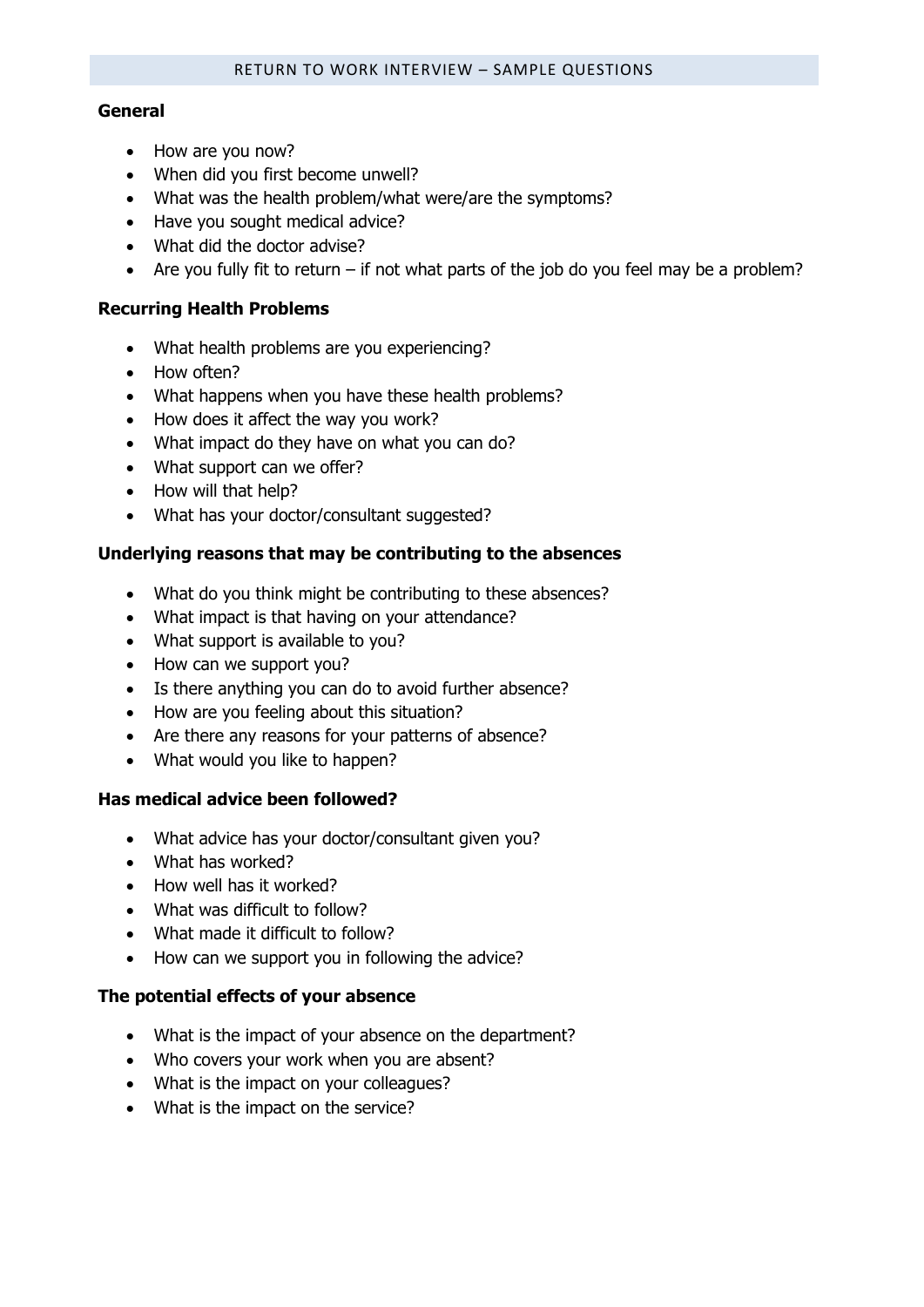# RETURN TO WORK INTERVIEW – SAMPLE QUESTIONS

**General**

- How are you now?
- When did you first become unwell?
- What was the health problem/what were/are the symptoms?
- Have you sought medical advice?
- What did the doctor advise?
- Are you fully fit to return – if not what parts of the job do you feel may be a problem?

**Recurring Health Problems**

- What health problems are you experiencing?
- How often?
- What happens when you have these health problems?
- How does it affect the way you work?
- What impact do they have on what you can do?
- What support can we offer?
- How will that help?
- What has your doctor/consultant suggested?

**Underlying reasons that may be contributing to the absences**

- What do you think might be contributing to these absences?
- What impact is that having on your attendance?
- What support is available to you?
- How can we support you?
- Is there anything you can do to avoid further absence?
- How are you feeling about this situation?
- Are there any reasons for your patterns of absence?
- What would you like to happen?

**Has medical advice been followed?**

- What advice has your doctor/consultant given you?
- What has worked?
- How well has it worked?
- What was difficult to follow?
- What made it difficult to follow?
- How can we support you in following the advice?

**The potential effects of your absence**

- What is the impact of your absence on the department?
- Who covers your work when you are absent?
- What is the impact on your colleagues?
- What is the impact on the service?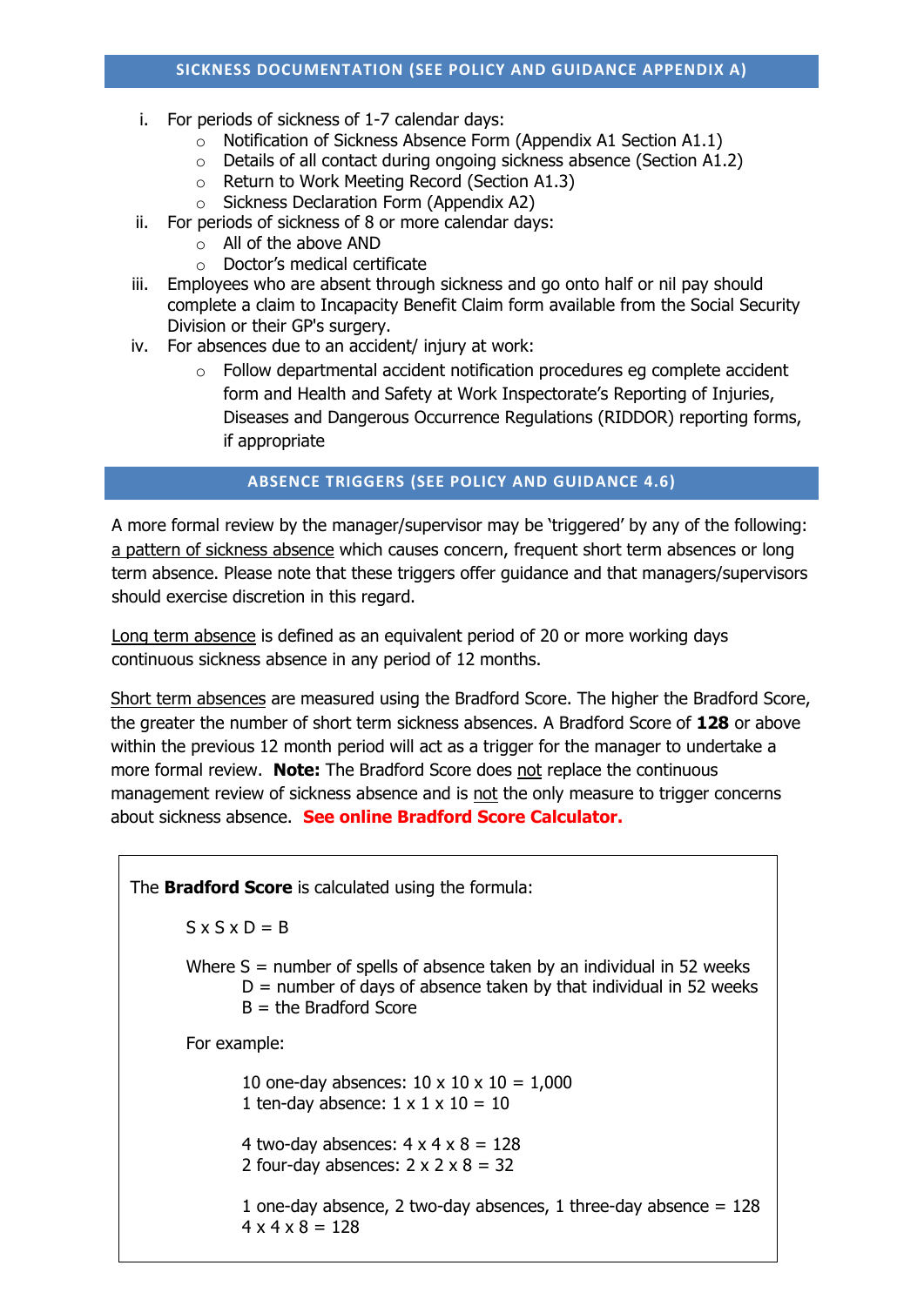## SICKNESS DOCUMENTATION (SEE POLICY AND GUIDANCE APPENDIX A)

i. For periods of sickness of 1-7 calendar days:
   - Notification of Sickness Absence Form (Appendix A1 Section A1.1)
   - Details of all contact during ongoing sickness absence (Section A1.2)
   - Return to Work Meeting Record (Section A1.3)
   - Sickness Declaration Form (Appendix A2)

ii. For periods of sickness of 8 or more calendar days:
   - All of the above AND
   - Doctor's medical certificate

iii. Employees who are absent through sickness and go onto half or nil pay should complete a claim to Incapacity Benefit Claim form available from the Social Security Division or their GP's surgery.

iv. For absences due to an accident/ injury at work:
   - Follow departmental accident notification procedures eg complete accident form and Health and Safety at Work Inspectorate's Reporting of Injuries, Diseases and Dangerous Occurrence Regulations (RIDDOR) reporting forms, if appropriate

## ABSENCE TRIGGERS (SEE POLICY AND GUIDANCE 4.6)

A more formal review by the manager/supervisor may be 'triggered' by any of the following: a pattern of sickness absence which causes concern, frequent short term absences or long term absence. Please note that these triggers offer guidance and that managers/supervisors should exercise discretion in this regard.

Long term absence is defined as an equivalent period of 20 or more working days continuous sickness absence in any period of 12 months.

Short term absences are measured using the Bradford Score. The higher the Bradford Score, the greater the number of short term sickness absences. A Bradford Score of **128** or above within the previous 12 month period will act as a trigger for the manager to undertake a more formal review. **Note:** The Bradford Score does not replace the continuous management review of sickness absence and is not the only measure to trigger concerns about sickness absence. **See online Bradford Score Calculator.**

The **Bradford Score** is calculated using the formula:

$$S \times S \times D = B$$

Where S = number of spells of absence taken by an individual in 52 weeks
D = number of days of absence taken by that individual in 52 weeks
B = the Bradford Score

For example:

10 one-day absences: $10 \times 10 \times 10 = 1{,}000$
1 ten-day absence: $1 \times 1 \times 10 = 10$

4 two-day absences: $4 \times 4 \times 8 = 128$
2 four-day absences: $2 \times 2 \times 8 = 32$

1 one-day absence, 2 two-day absences, 1 three-day absence = 128
$4 \times 4 \times 8 = 128$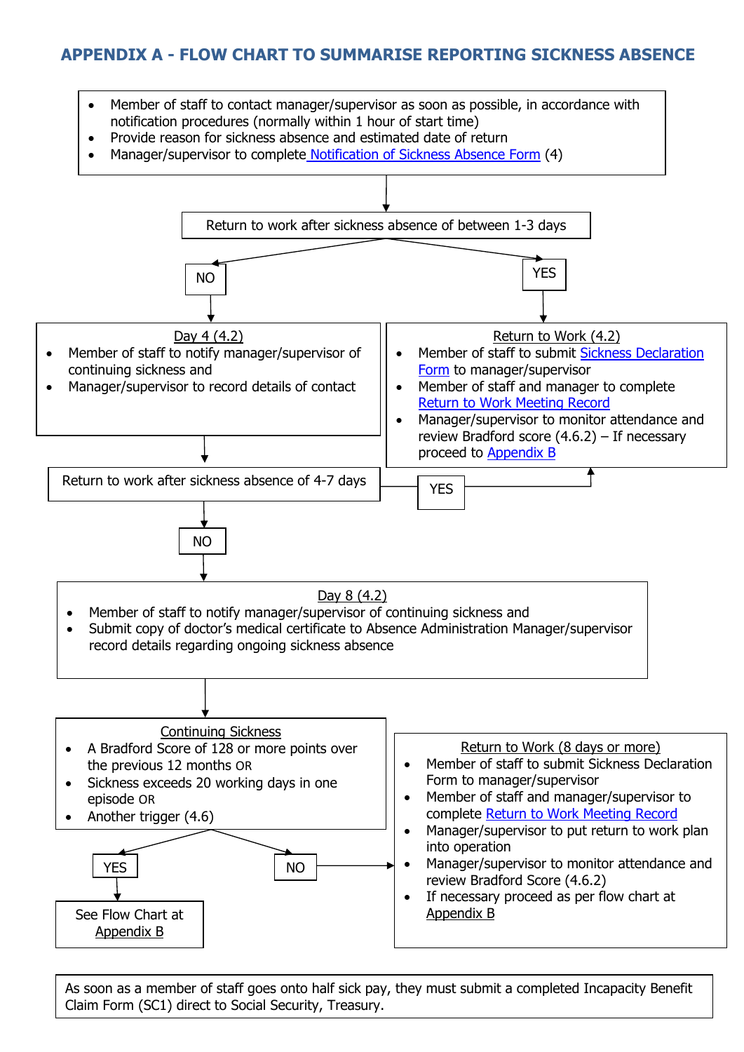# APPENDIX A - FLOW CHART TO SUMMARISE REPORTING SICKNESS ABSENCE

- Member of staff to contact manager/supervisor as soon as possible, in accordance with notification procedures (normally within 1 hour of start time)
- Provide reason for sickness absence and estimated date of return
- Manager/supervisor to complete Notification of Sickness Absence Form (4)

↓

**Return to work after sickness absence of between 1-3 days**

**YES** →

Return to Work (4.2)

- Member of staff to submit Sickness Declaration Form to manager/supervisor
- Member of staff and manager to complete Return to Work Meeting Record
- Manager/supervisor to monitor attendance and review Bradford score (4.6.2) – If necessary proceed to Appendix B

**NO** →

Day 4 (4.2)

- Member of staff to notify manager/supervisor of continuing sickness and
- Manager/supervisor to record details of contact

↓

**Return to work after sickness absence of 4-7 days**

**YES** → Return to Work (4.2) (see above)

**NO** →

Day 8 (4.2)

- Member of staff to notify manager/supervisor of continuing sickness and
- Submit copy of doctor's medical certificate to Absence Administration Manager/supervisor record details regarding ongoing sickness absence

↓

Continuing Sickness

- A Bradford Score of 128 or more points over the previous 12 months OR
- Sickness exceeds 20 working days in one episode OR
- Another trigger (4.6)

**YES** → See Flow Chart at Appendix B

**NO** →

Return to Work (8 days or more)

- Member of staff to submit Sickness Declaration Form to manager/supervisor
- Member of staff and manager/supervisor to complete Return to Work Meeting Record
- Manager/supervisor to put return to work plan into operation
- Manager/supervisor to monitor attendance and review Bradford Score (4.6.2)
- If necessary proceed as per flow chart at Appendix B

As soon as a member of staff goes onto half sick pay, they must submit a completed Incapacity Benefit Claim Form (SC1) direct to Social Security, Treasury.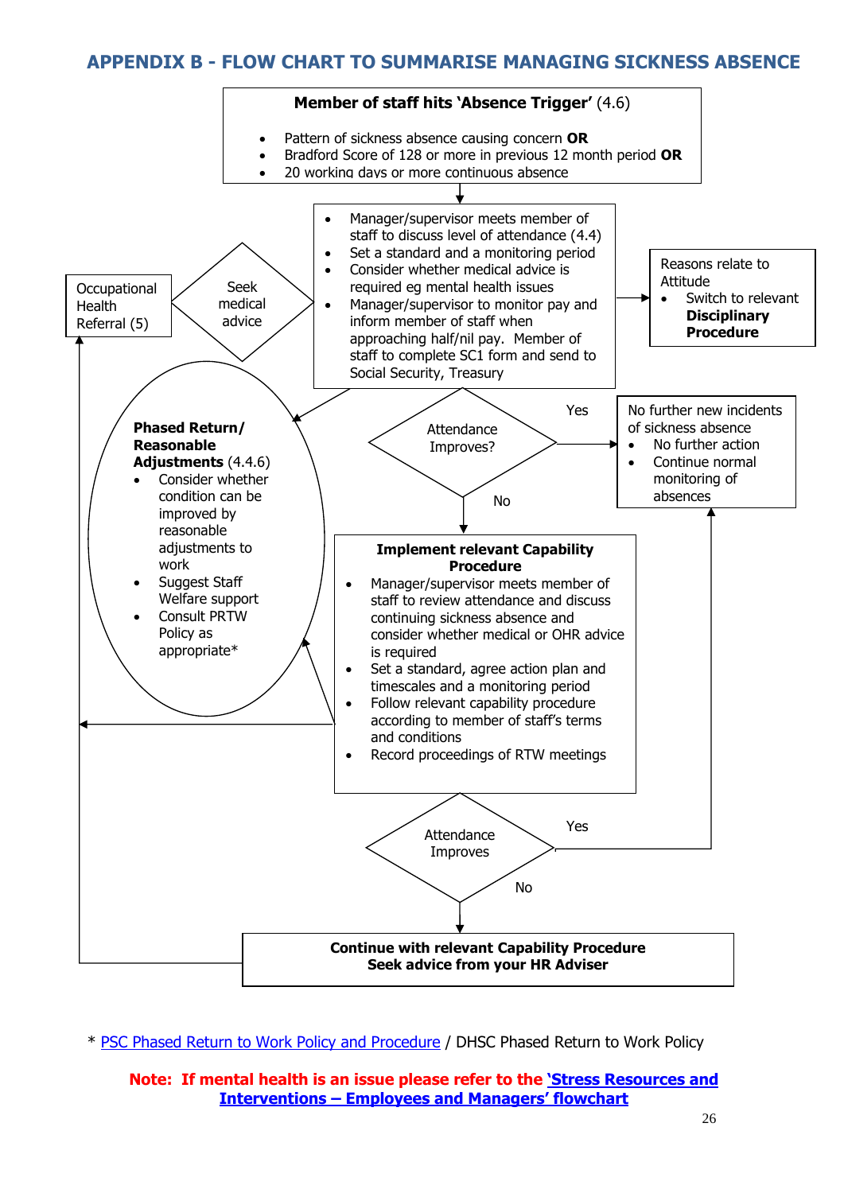## APPENDIX B - FLOW CHART TO SUMMARISE MANAGING SICKNESS ABSENCE

**Member of staff hits 'Absence Trigger'** (4.6)

- Pattern of sickness absence causing concern **OR**
- Bradford Score of 128 or more in previous 12 month period **OR**
- 20 working days or more continuous absence

- Manager/supervisor meets member of staff to discuss level of attendance (4.4)
- Set a standard and a monitoring period
- Consider whether medical advice is required eg mental health issues
- Manager/supervisor to monitor pay and inform member of staff when approaching half/nil pay. Member of staff to complete SC1 form and send to Social Security, Treasury

Seek medical advice

Occupational Health Referral (5)

Reasons relate to Attitude

- Switch to relevant **Disciplinary Procedure**

**Phased Return/ Reasonable Adjustments** (4.4.6)

- Consider whether condition can be improved by reasonable adjustments to work
- Suggest Staff Welfare support
- Consult PRTW Policy as appropriate*

Attendance Improves?

Yes

No further new incidents of sickness absence

- No further action
- Continue normal monitoring of absences

No

**Implement relevant Capability Procedure**

- Manager/supervisor meets member of staff to review attendance and discuss continuing sickness absence and consider whether medical or OHR advice is required
- Set a standard, agree action plan and timescales and a monitoring period
- Follow relevant capability procedure according to member of staff's terms and conditions
- Record proceedings of RTW meetings

Attendance Improves

Yes

No

**Continue with relevant Capability Procedure**
**Seek advice from your HR Adviser**

* PSC Phased Return to Work Policy and Procedure / DHSC Phased Return to Work Policy

**Note: If mental health is an issue please refer to the 'Stress Resources and Interventions – Employees and Managers' flowchart**